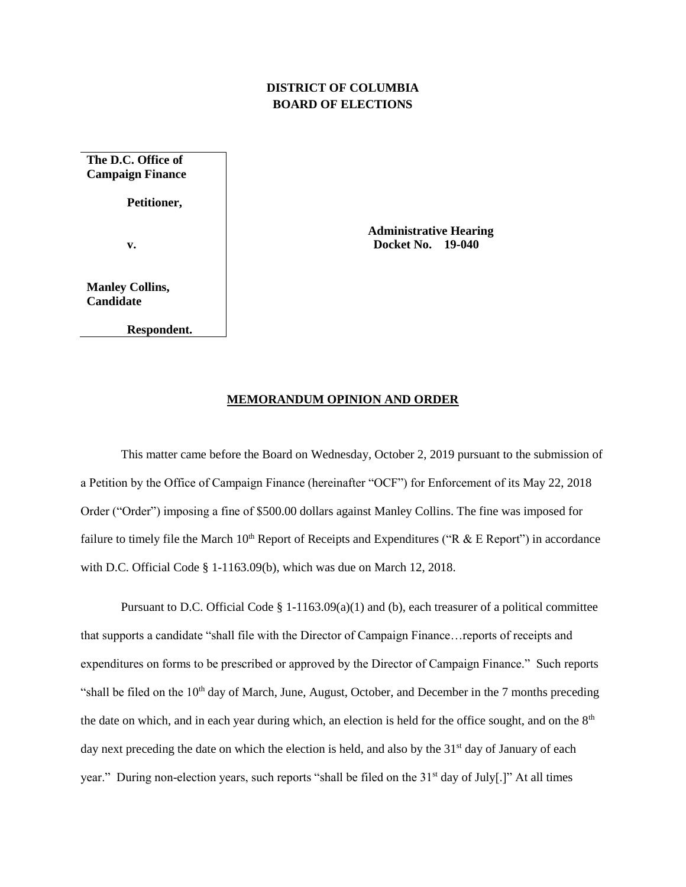**DISTRICT OF COLUMBIA**
**BOARD OF ELECTIONS**

| | |
|---|---|
| **The D.C. Office of Campaign Finance**<br><br>**Petitioner,**<br><br>**v.**<br><br>**Manley Collins, Candidate**<br><br>**Respondent.** | **Administrative Hearing**<br>**Docket No. 19-040** |

## MEMORANDUM OPINION AND ORDER

This matter came before the Board on Wednesday, October 2, 2019 pursuant to the submission of a Petition by the Office of Campaign Finance (hereinafter "OCF") for Enforcement of its May 22, 2018 Order ("Order") imposing a fine of $500.00 dollars against Manley Collins. The fine was imposed for failure to timely file the March 10th Report of Receipts and Expenditures ("R & E Report") in accordance with D.C. Official Code § 1-1163.09(b), which was due on March 12, 2018.

Pursuant to D.C. Official Code § 1-1163.09(a)(1) and (b), each treasurer of a political committee that supports a candidate "shall file with the Director of Campaign Finance…reports of receipts and expenditures on forms to be prescribed or approved by the Director of Campaign Finance." Such reports "shall be filed on the 10th day of March, June, August, October, and December in the 7 months preceding the date on which, and in each year during which, an election is held for the office sought, and on the 8th day next preceding the date on which the election is held, and also by the 31st day of January of each year." During non-election years, such reports "shall be filed on the 31st day of July[.]" At all times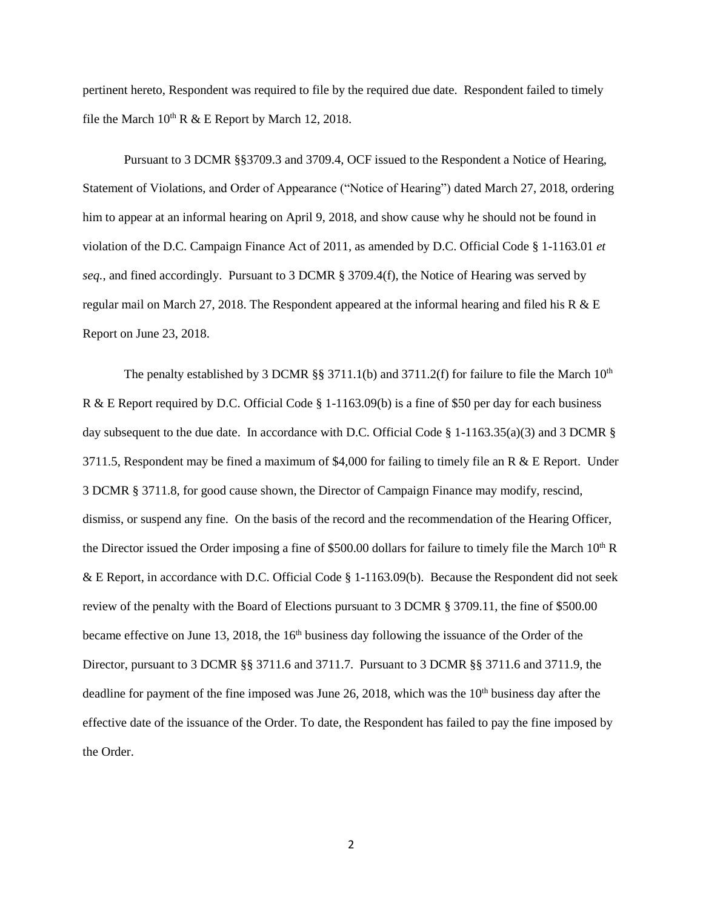pertinent hereto, Respondent was required to file by the required due date. Respondent failed to timely file the March 10th R & E Report by March 12, 2018.

Pursuant to 3 DCMR §§3709.3 and 3709.4, OCF issued to the Respondent a Notice of Hearing, Statement of Violations, and Order of Appearance ("Notice of Hearing") dated March 27, 2018, ordering him to appear at an informal hearing on April 9, 2018, and show cause why he should not be found in violation of the D.C. Campaign Finance Act of 2011, as amended by D.C. Official Code § 1-1163.01 *et seq.*, and fined accordingly. Pursuant to 3 DCMR § 3709.4(f), the Notice of Hearing was served by regular mail on March 27, 2018. The Respondent appeared at the informal hearing and filed his R & E Report on June 23, 2018.

The penalty established by 3 DCMR §§ 3711.1(b) and 3711.2(f) for failure to file the March 10th R & E Report required by D.C. Official Code § 1-1163.09(b) is a fine of $50 per day for each business day subsequent to the due date. In accordance with D.C. Official Code § 1-1163.35(a)(3) and 3 DCMR § 3711.5, Respondent may be fined a maximum of $4,000 for failing to timely file an R & E Report. Under 3 DCMR § 3711.8, for good cause shown, the Director of Campaign Finance may modify, rescind, dismiss, or suspend any fine. On the basis of the record and the recommendation of the Hearing Officer, the Director issued the Order imposing a fine of $500.00 dollars for failure to timely file the March 10th R & E Report, in accordance with D.C. Official Code § 1-1163.09(b). Because the Respondent did not seek review of the penalty with the Board of Elections pursuant to 3 DCMR § 3709.11, the fine of $500.00 became effective on June 13, 2018, the 16th business day following the issuance of the Order of the Director, pursuant to 3 DCMR §§ 3711.6 and 3711.7. Pursuant to 3 DCMR §§ 3711.6 and 3711.9, the deadline for payment of the fine imposed was June 26, 2018, which was the 10th business day after the effective date of the issuance of the Order. To date, the Respondent has failed to pay the fine imposed by the Order.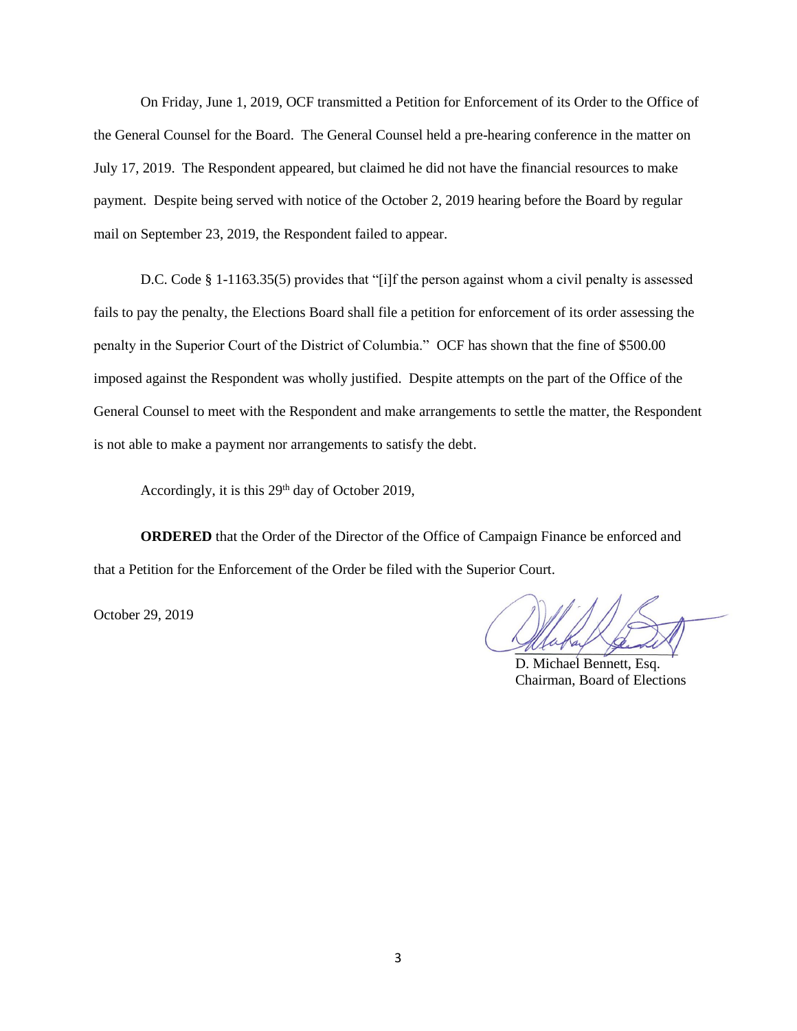On Friday, June 1, 2019, OCF transmitted a Petition for Enforcement of its Order to the Office of the General Counsel for the Board. The General Counsel held a pre-hearing conference in the matter on July 17, 2019. The Respondent appeared, but claimed he did not have the financial resources to make payment. Despite being served with notice of the October 2, 2019 hearing before the Board by regular mail on September 23, 2019, the Respondent failed to appear.

D.C. Code § 1-1163.35(5) provides that "[i]f the person against whom a civil penalty is assessed fails to pay the penalty, the Elections Board shall file a petition for enforcement of its order assessing the penalty in the Superior Court of the District of Columbia." OCF has shown that the fine of $500.00 imposed against the Respondent was wholly justified. Despite attempts on the part of the Office of the General Counsel to meet with the Respondent and make arrangements to settle the matter, the Respondent is not able to make a payment nor arrangements to satisfy the debt.

Accordingly, it is this 29th day of October 2019,

**ORDERED** that the Order of the Director of the Office of Campaign Finance be enforced and that a Petition for the Enforcement of the Order be filed with the Superior Court.

October 29, 2019

D. Michael Bennett, Esq.
Chairman, Board of Elections